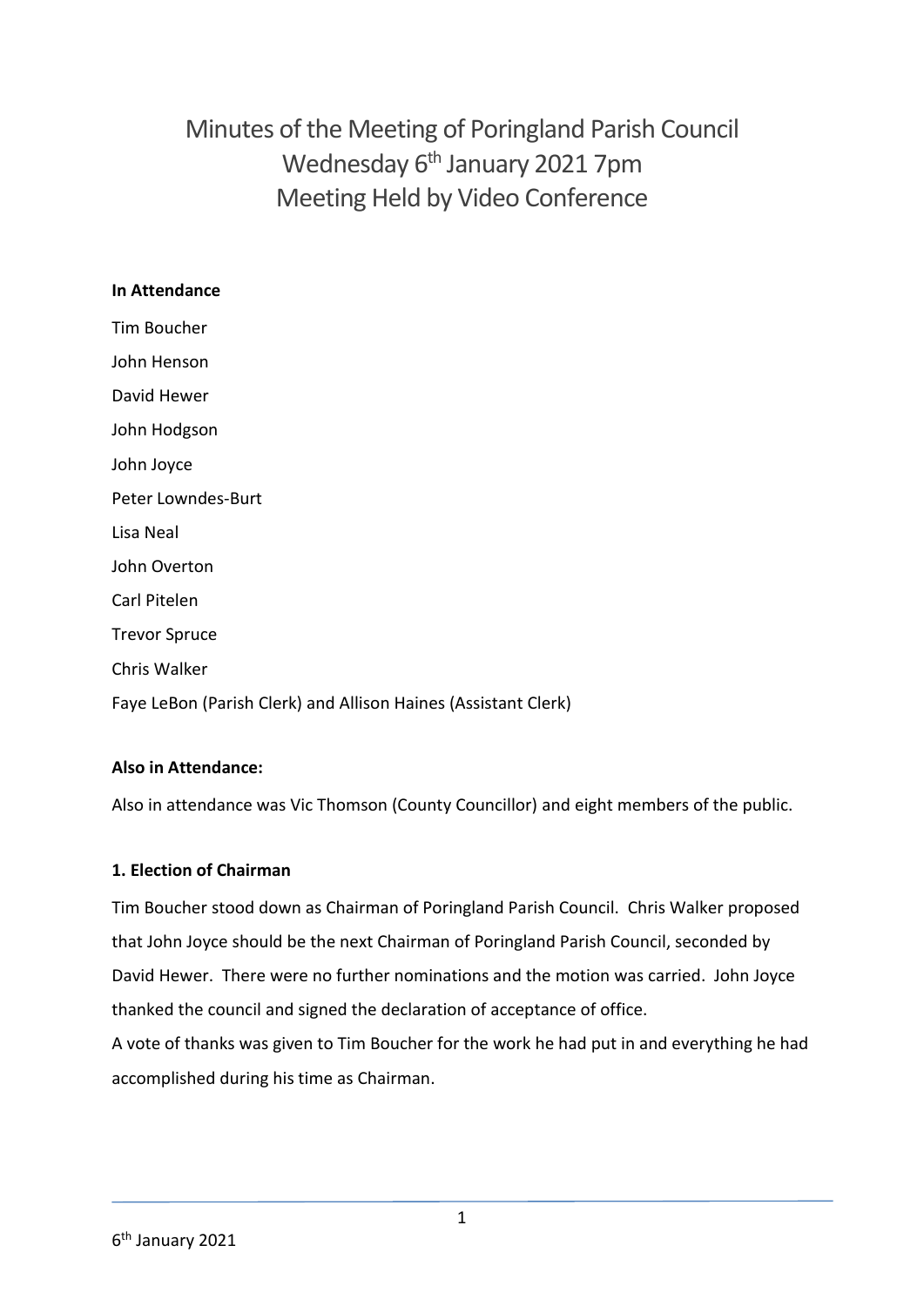# Minutes of the Meeting of Poringland Parish Council
# Wednesday 6th January 2021 7pm
# Meeting Held by Video Conference

**In Attendance**

Tim Boucher

John Henson

David Hewer

John Hodgson

John Joyce

Peter Lowndes-Burt

Lisa Neal

John Overton

Carl Pitelen

Trevor Spruce

Chris Walker

Faye LeBon (Parish Clerk) and Allison Haines (Assistant Clerk)

**Also in Attendance:**

Also in attendance was Vic Thomson (County Councillor) and eight members of the public.

**1. Election of Chairman**

Tim Boucher stood down as Chairman of Poringland Parish Council. Chris Walker proposed that John Joyce should be the next Chairman of Poringland Parish Council, seconded by David Hewer. There were no further nominations and the motion was carried. John Joyce thanked the council and signed the declaration of acceptance of office.

A vote of thanks was given to Tim Boucher for the work he had put in and everything he had accomplished during his time as Chairman.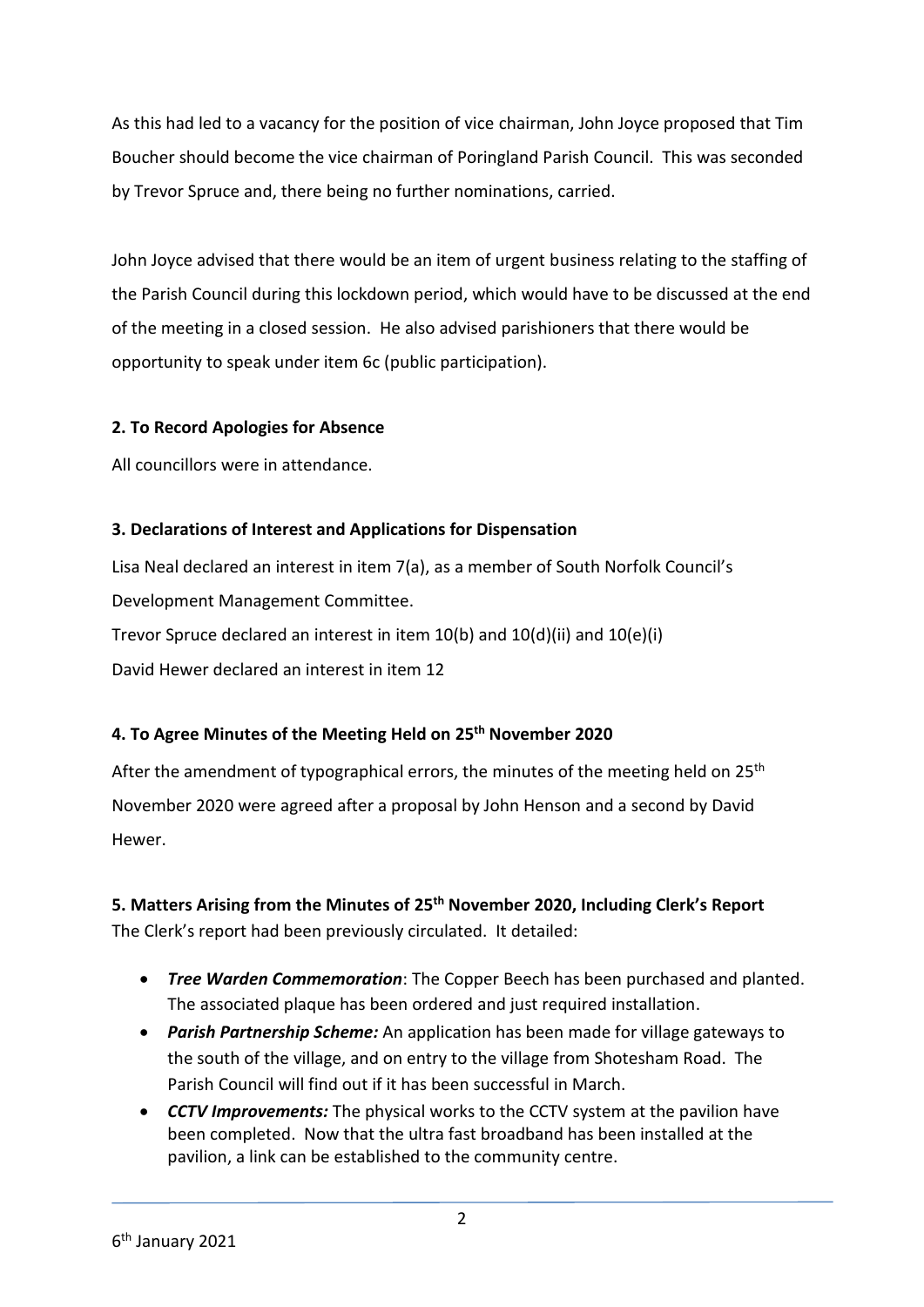As this had led to a vacancy for the position of vice chairman, John Joyce proposed that Tim Boucher should become the vice chairman of Poringland Parish Council. This was seconded by Trevor Spruce and, there being no further nominations, carried.

John Joyce advised that there would be an item of urgent business relating to the staffing of the Parish Council during this lockdown period, which would have to be discussed at the end of the meeting in a closed session. He also advised parishioners that there would be opportunity to speak under item 6c (public participation).

### 2. To Record Apologies for Absence

All councillors were in attendance.

### 3. Declarations of Interest and Applications for Dispensation

Lisa Neal declared an interest in item 7(a), as a member of South Norfolk Council's Development Management Committee.

Trevor Spruce declared an interest in item 10(b) and 10(d)(ii) and 10(e)(i)

David Hewer declared an interest in item 12

### 4. To Agree Minutes of the Meeting Held on 25th November 2020

After the amendment of typographical errors, the minutes of the meeting held on 25th November 2020 were agreed after a proposal by John Henson and a second by David Hewer.

### 5. Matters Arising from the Minutes of 25th November 2020, Including Clerk's Report

The Clerk's report had been previously circulated. It detailed:

- ***Tree Warden Commemoration***: The Copper Beech has been purchased and planted. The associated plaque has been ordered and just required installation.
- ***Parish Partnership Scheme:*** An application has been made for village gateways to the south of the village, and on entry to the village from Shotesham Road. The Parish Council will find out if it has been successful in March.
- ***CCTV Improvements:*** The physical works to the CCTV system at the pavilion have been completed. Now that the ultra fast broadband has been installed at the pavilion, a link can be established to the community centre.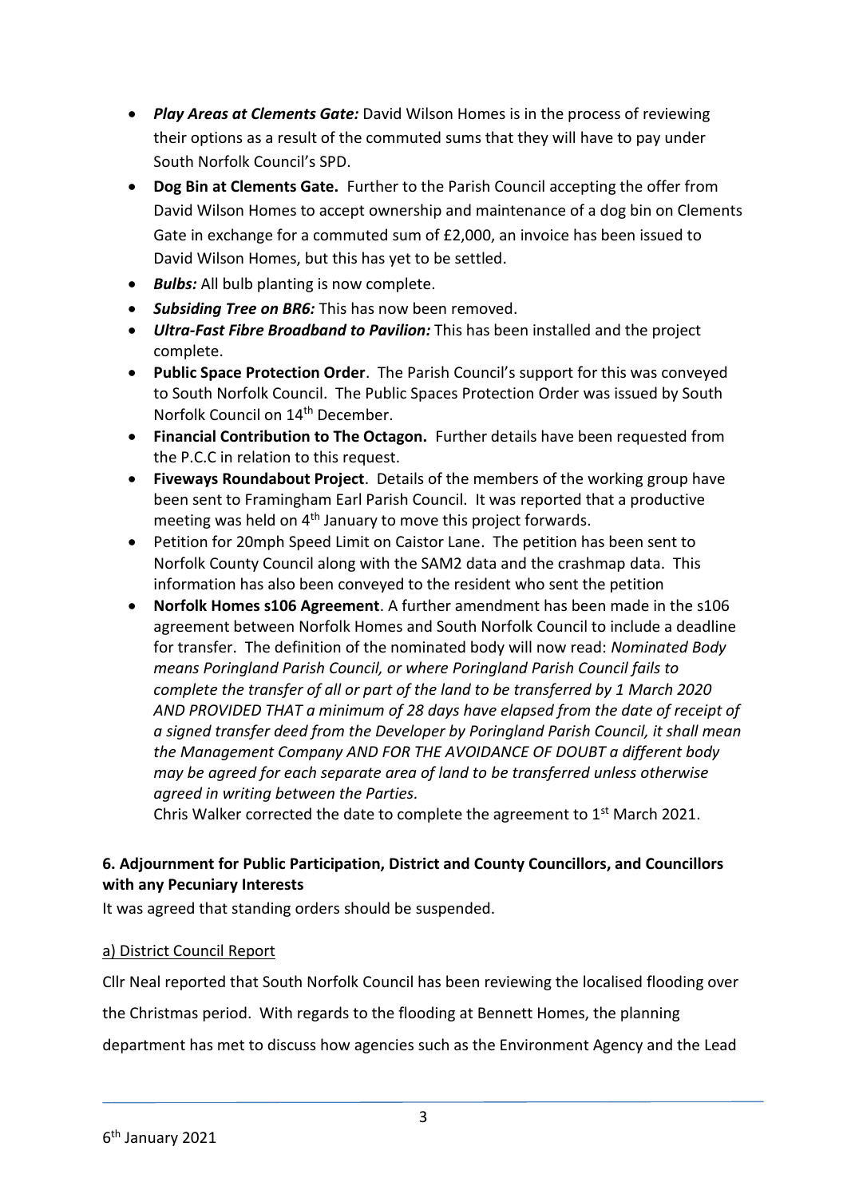- ***Play Areas at Clements Gate:*** David Wilson Homes is in the process of reviewing their options as a result of the commuted sums that they will have to pay under South Norfolk Council's SPD.
- **Dog Bin at Clements Gate.** Further to the Parish Council accepting the offer from David Wilson Homes to accept ownership and maintenance of a dog bin on Clements Gate in exchange for a commuted sum of £2,000, an invoice has been issued to David Wilson Homes, but this has yet to be settled.
- ***Bulbs:*** All bulb planting is now complete.
- ***Subsiding Tree on BR6:*** This has now been removed.
- ***Ultra-Fast Fibre Broadband to Pavilion:*** This has been installed and the project complete.
- **Public Space Protection Order**. The Parish Council's support for this was conveyed to South Norfolk Council. The Public Spaces Protection Order was issued by South Norfolk Council on 14th December.
- **Financial Contribution to The Octagon.** Further details have been requested from the P.C.C in relation to this request.
- **Fiveways Roundabout Project**. Details of the members of the working group have been sent to Framingham Earl Parish Council. It was reported that a productive meeting was held on 4th January to move this project forwards.
- Petition for 20mph Speed Limit on Caistor Lane. The petition has been sent to Norfolk County Council along with the SAM2 data and the crashmap data. This information has also been conveyed to the resident who sent the petition
- **Norfolk Homes s106 Agreement**. A further amendment has been made in the s106 agreement between Norfolk Homes and South Norfolk Council to include a deadline for transfer. The definition of the nominated body will now read: *Nominated Body means Poringland Parish Council, or where Poringland Parish Council fails to complete the transfer of all or part of the land to be transferred by 1 March 2020 AND PROVIDED THAT a minimum of 28 days have elapsed from the date of receipt of a signed transfer deed from the Developer by Poringland Parish Council, it shall mean the Management Company AND FOR THE AVOIDANCE OF DOUBT a different body may be agreed for each separate area of land to be transferred unless otherwise agreed in writing between the Parties.*

  Chris Walker corrected the date to complete the agreement to 1st March 2021.

## 6. Adjournment for Public Participation, District and County Councillors, and Councillors with any Pecuniary Interests

It was agreed that standing orders should be suspended.

a) District Council Report

Cllr Neal reported that South Norfolk Council has been reviewing the localised flooding over the Christmas period. With regards to the flooding at Bennett Homes, the planning department has met to discuss how agencies such as the Environment Agency and the Lead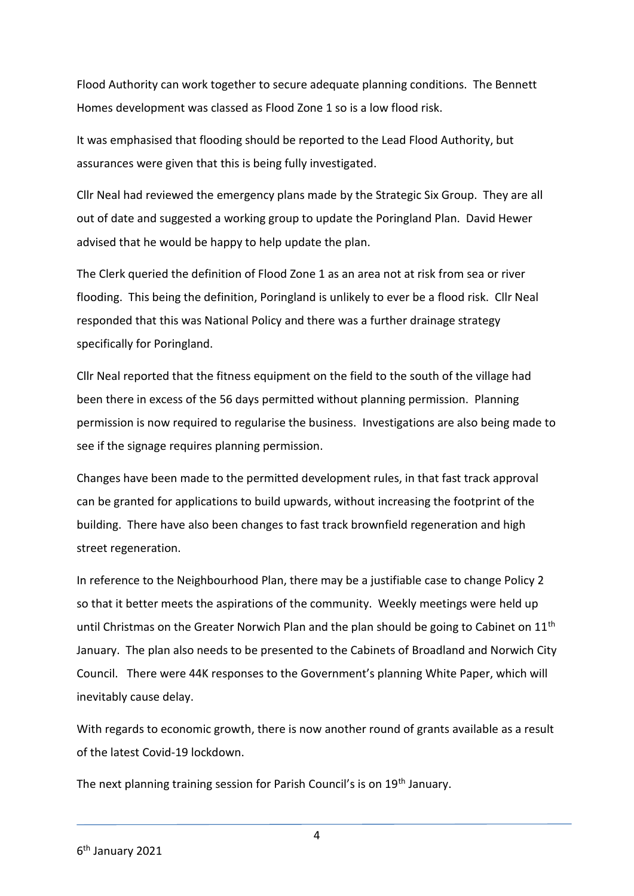Flood Authority can work together to secure adequate planning conditions. The Bennett Homes development was classed as Flood Zone 1 so is a low flood risk.

It was emphasised that flooding should be reported to the Lead Flood Authority, but assurances were given that this is being fully investigated.

Cllr Neal had reviewed the emergency plans made by the Strategic Six Group. They are all out of date and suggested a working group to update the Poringland Plan. David Hewer advised that he would be happy to help update the plan.

The Clerk queried the definition of Flood Zone 1 as an area not at risk from sea or river flooding. This being the definition, Poringland is unlikely to ever be a flood risk. Cllr Neal responded that this was National Policy and there was a further drainage strategy specifically for Poringland.

Cllr Neal reported that the fitness equipment on the field to the south of the village had been there in excess of the 56 days permitted without planning permission. Planning permission is now required to regularise the business. Investigations are also being made to see if the signage requires planning permission.

Changes have been made to the permitted development rules, in that fast track approval can be granted for applications to build upwards, without increasing the footprint of the building. There have also been changes to fast track brownfield regeneration and high street regeneration.

In reference to the Neighbourhood Plan, there may be a justifiable case to change Policy 2 so that it better meets the aspirations of the community. Weekly meetings were held up until Christmas on the Greater Norwich Plan and the plan should be going to Cabinet on 11th January. The plan also needs to be presented to the Cabinets of Broadland and Norwich City Council. There were 44K responses to the Government's planning White Paper, which will inevitably cause delay.

With regards to economic growth, there is now another round of grants available as a result of the latest Covid-19 lockdown.

The next planning training session for Parish Council's is on 19th January.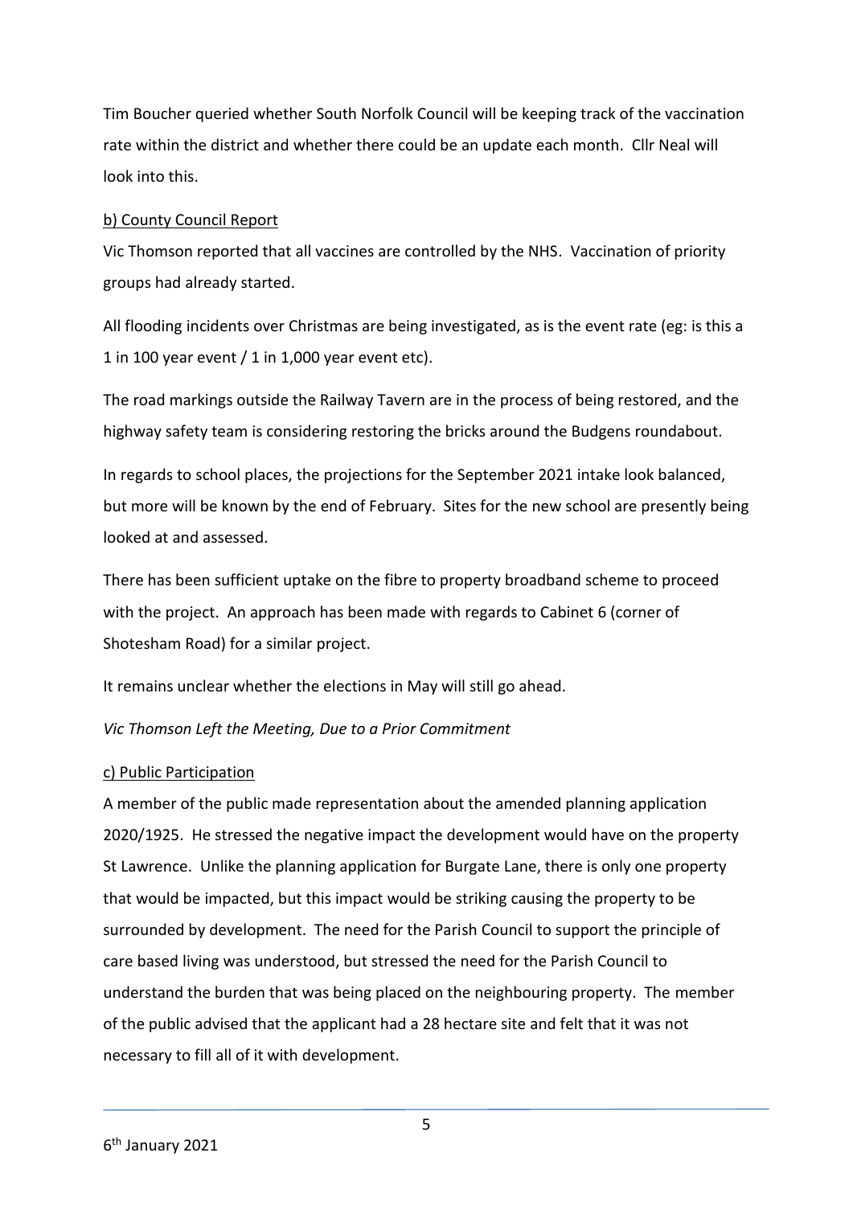Tim Boucher queried whether South Norfolk Council will be keeping track of the vaccination rate within the district and whether there could be an update each month. Cllr Neal will look into this.

b) County Council Report

Vic Thomson reported that all vaccines are controlled by the NHS. Vaccination of priority groups had already started.

All flooding incidents over Christmas are being investigated, as is the event rate (eg: is this a 1 in 100 year event / 1 in 1,000 year event etc).

The road markings outside the Railway Tavern are in the process of being restored, and the highway safety team is considering restoring the bricks around the Budgens roundabout.

In regards to school places, the projections for the September 2021 intake look balanced, but more will be known by the end of February. Sites for the new school are presently being looked at and assessed.

There has been sufficient uptake on the fibre to property broadband scheme to proceed with the project. An approach has been made with regards to Cabinet 6 (corner of Shotesham Road) for a similar project.

It remains unclear whether the elections in May will still go ahead.

*Vic Thomson Left the Meeting, Due to a Prior Commitment*

c) Public Participation

A member of the public made representation about the amended planning application 2020/1925. He stressed the negative impact the development would have on the property St Lawrence. Unlike the planning application for Burgate Lane, there is only one property that would be impacted, but this impact would be striking causing the property to be surrounded by development. The need for the Parish Council to support the principle of care based living was understood, but stressed the need for the Parish Council to understand the burden that was being placed on the neighbouring property. The member of the public advised that the applicant had a 28 hectare site and felt that it was not necessary to fill all of it with development.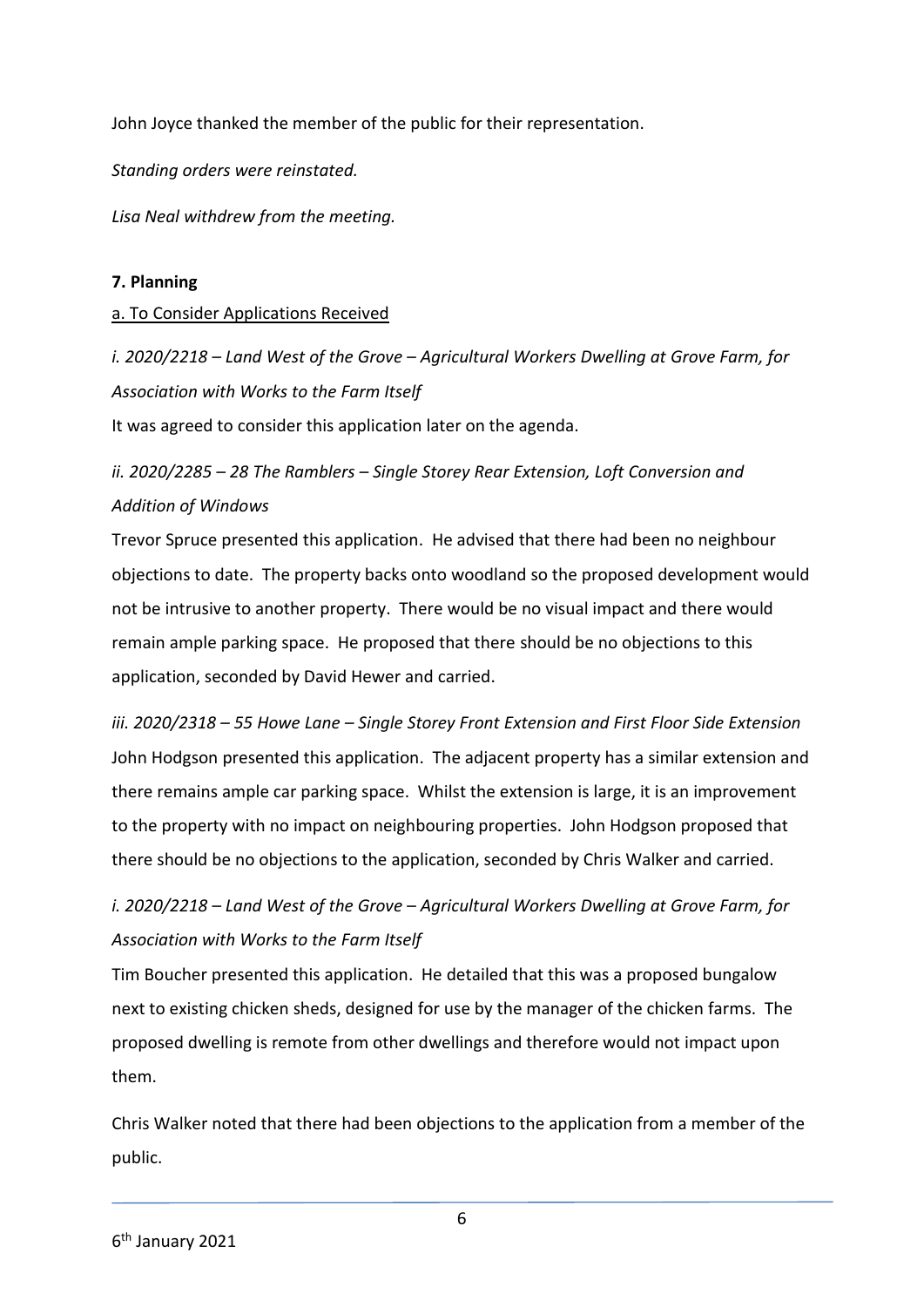John Joyce thanked the member of the public for their representation.

*Standing orders were reinstated.*

*Lisa Neal withdrew from the meeting.*

**7. Planning**

a. To Consider Applications Received

*i. 2020/2218 – Land West of the Grove – Agricultural Workers Dwelling at Grove Farm, for Association with Works to the Farm Itself*

It was agreed to consider this application later on the agenda.

*ii. 2020/2285 – 28 The Ramblers – Single Storey Rear Extension, Loft Conversion and Addition of Windows*

Trevor Spruce presented this application. He advised that there had been no neighbour objections to date. The property backs onto woodland so the proposed development would not be intrusive to another property. There would be no visual impact and there would remain ample parking space. He proposed that there should be no objections to this application, seconded by David Hewer and carried.

*iii. 2020/2318 – 55 Howe Lane – Single Storey Front Extension and First Floor Side Extension*

John Hodgson presented this application. The adjacent property has a similar extension and there remains ample car parking space. Whilst the extension is large, it is an improvement to the property with no impact on neighbouring properties. John Hodgson proposed that there should be no objections to the application, seconded by Chris Walker and carried.

*i. 2020/2218 – Land West of the Grove – Agricultural Workers Dwelling at Grove Farm, for Association with Works to the Farm Itself*

Tim Boucher presented this application. He detailed that this was a proposed bungalow next to existing chicken sheds, designed for use by the manager of the chicken farms. The proposed dwelling is remote from other dwellings and therefore would not impact upon them.

Chris Walker noted that there had been objections to the application from a member of the public.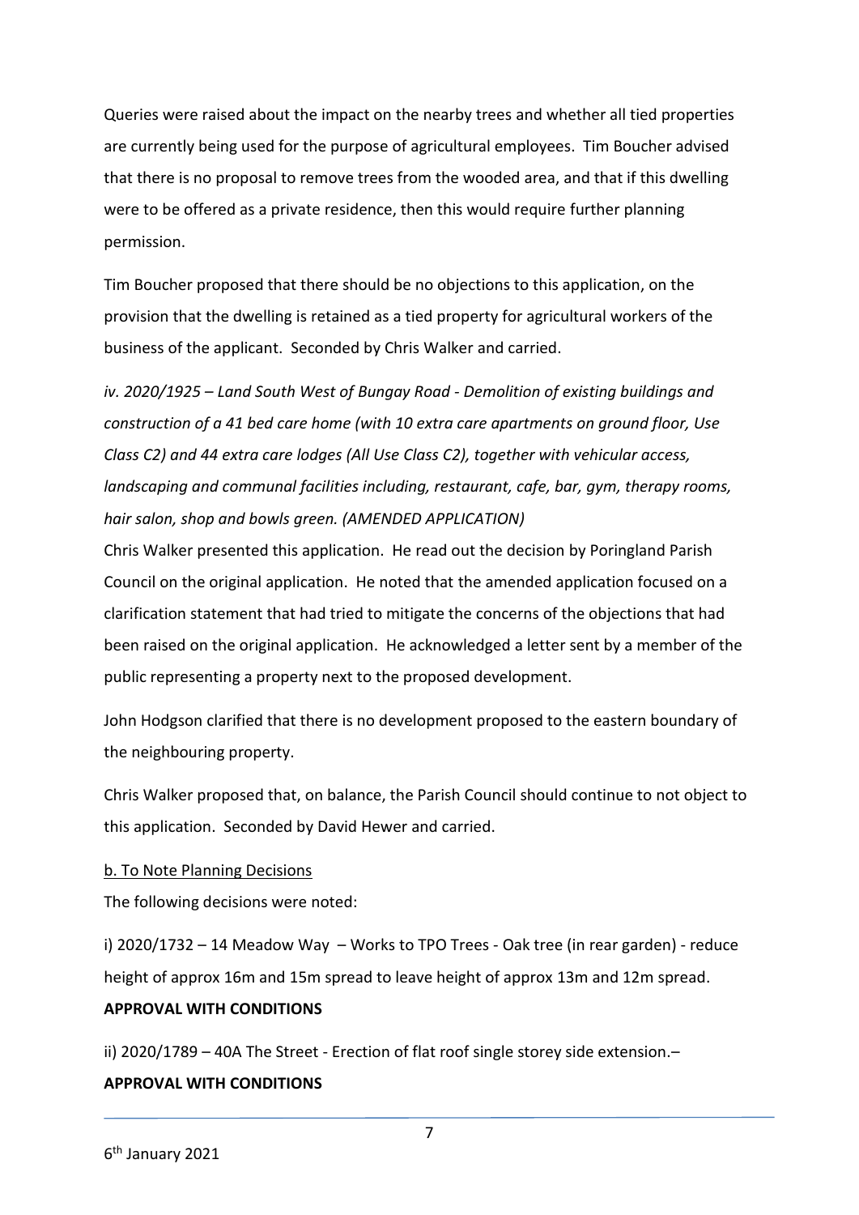Queries were raised about the impact on the nearby trees and whether all tied properties are currently being used for the purpose of agricultural employees. Tim Boucher advised that there is no proposal to remove trees from the wooded area, and that if this dwelling were to be offered as a private residence, then this would require further planning permission.

Tim Boucher proposed that there should be no objections to this application, on the provision that the dwelling is retained as a tied property for agricultural workers of the business of the applicant. Seconded by Chris Walker and carried.

*iv. 2020/1925 – Land South West of Bungay Road - Demolition of existing buildings and construction of a 41 bed care home (with 10 extra care apartments on ground floor, Use Class C2) and 44 extra care lodges (All Use Class C2), together with vehicular access, landscaping and communal facilities including, restaurant, cafe, bar, gym, therapy rooms, hair salon, shop and bowls green. (AMENDED APPLICATION)*

Chris Walker presented this application. He read out the decision by Poringland Parish Council on the original application. He noted that the amended application focused on a clarification statement that had tried to mitigate the concerns of the objections that had been raised on the original application. He acknowledged a letter sent by a member of the public representing a property next to the proposed development.

John Hodgson clarified that there is no development proposed to the eastern boundary of the neighbouring property.

Chris Walker proposed that, on balance, the Parish Council should continue to not object to this application. Seconded by David Hewer and carried.

<u>b. To Note Planning Decisions</u>

The following decisions were noted:

i) 2020/1732 – 14 Meadow Way – Works to TPO Trees - Oak tree (in rear garden) - reduce height of approx 16m and 15m spread to leave height of approx 13m and 12m spread.

**APPROVAL WITH CONDITIONS**

ii) 2020/1789 – 40A The Street - Erection of flat roof single storey side extension.–

**APPROVAL WITH CONDITIONS**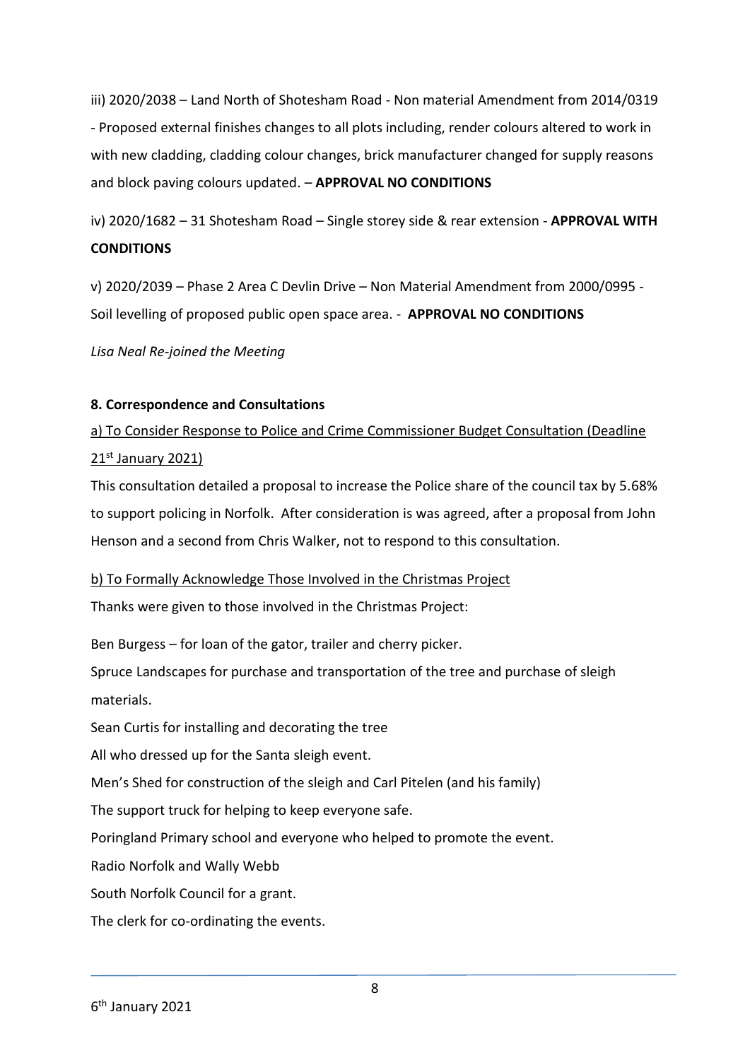iii) 2020/2038 – Land North of Shotesham Road - Non material Amendment from 2014/0319 - Proposed external finishes changes to all plots including, render colours altered to work in with new cladding, cladding colour changes, brick manufacturer changed for supply reasons and block paving colours updated. – **APPROVAL NO CONDITIONS**

iv) 2020/1682 – 31 Shotesham Road – Single storey side & rear extension - **APPROVAL WITH CONDITIONS**

v) 2020/2039 – Phase 2 Area C Devlin Drive – Non Material Amendment from 2000/0995 - Soil levelling of proposed public open space area. - **APPROVAL NO CONDITIONS**

*Lisa Neal Re-joined the Meeting*

**8. Correspondence and Consultations**

a) To Consider Response to Police and Crime Commissioner Budget Consultation (Deadline 21st January 2021)

This consultation detailed a proposal to increase the Police share of the council tax by 5.68% to support policing in Norfolk. After consideration is was agreed, after a proposal from John Henson and a second from Chris Walker, not to respond to this consultation.

b) To Formally Acknowledge Those Involved in the Christmas Project

Thanks were given to those involved in the Christmas Project:

Ben Burgess – for loan of the gator, trailer and cherry picker.

Spruce Landscapes for purchase and transportation of the tree and purchase of sleigh materials.

Sean Curtis for installing and decorating the tree

All who dressed up for the Santa sleigh event.

Men's Shed for construction of the sleigh and Carl Pitelen (and his family)

The support truck for helping to keep everyone safe.

Poringland Primary school and everyone who helped to promote the event.

Radio Norfolk and Wally Webb

South Norfolk Council for a grant.

The clerk for co-ordinating the events.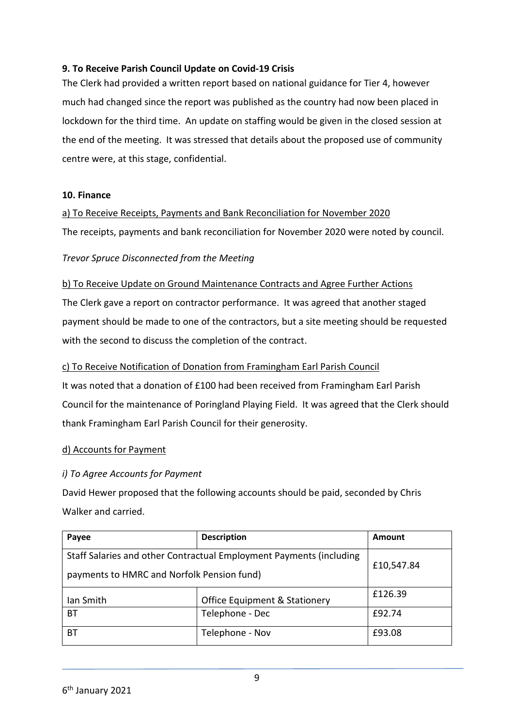**9. To Receive Parish Council Update on Covid-19 Crisis**

The Clerk had provided a written report based on national guidance for Tier 4, however much had changed since the report was published as the country had now been placed in lockdown for the third time. An update on staffing would be given in the closed session at the end of the meeting. It was stressed that details about the proposed use of community centre were, at this stage, confidential.

**10. Finance**

a) To Receive Receipts, Payments and Bank Reconciliation for November 2020

The receipts, payments and bank reconciliation for November 2020 were noted by council.

*Trevor Spruce Disconnected from the Meeting*

b) To Receive Update on Ground Maintenance Contracts and Agree Further Actions

The Clerk gave a report on contractor performance. It was agreed that another staged payment should be made to one of the contractors, but a site meeting should be requested with the second to discuss the completion of the contract.

c) To Receive Notification of Donation from Framingham Earl Parish Council

It was noted that a donation of £100 had been received from Framingham Earl Parish Council for the maintenance of Poringland Playing Field. It was agreed that the Clerk should thank Framingham Earl Parish Council for their generosity.

d) Accounts for Payment

*i) To Agree Accounts for Payment*

David Hewer proposed that the following accounts should be paid, seconded by Chris Walker and carried.

| Payee | Description | Amount |
|---|---|---|
| Staff Salaries and other Contractual Employment Payments (including payments to HMRC and Norfolk Pension fund) | | £10,547.84 |
| Ian Smith | Office Equipment & Stationery | £126.39 |
| BT | Telephone - Dec | £92.74 |
| BT | Telephone - Nov | £93.08 |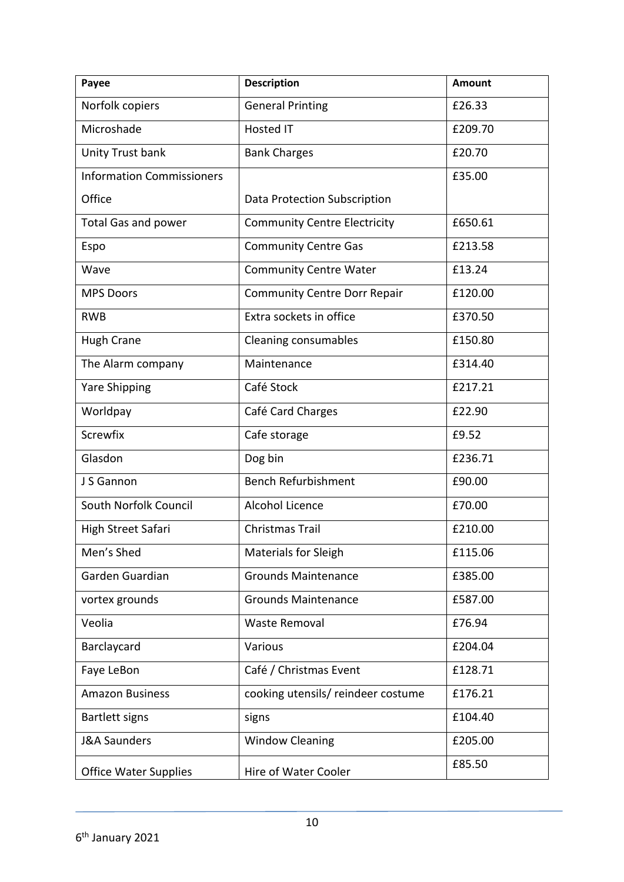| Payee | Description | Amount |
| --- | --- | --- |
| Norfolk copiers | General Printing | £26.33 |
| Microshade | Hosted IT | £209.70 |
| Unity Trust bank | Bank Charges | £20.70 |
| Information Commissioners Office | Data Protection Subscription | £35.00 |
| Total Gas and power | Community Centre Electricity | £650.61 |
| Espo | Community Centre Gas | £213.58 |
| Wave | Community Centre Water | £13.24 |
| MPS Doors | Community Centre Dorr Repair | £120.00 |
| RWB | Extra sockets in office | £370.50 |
| Hugh Crane | Cleaning consumables | £150.80 |
| The Alarm company | Maintenance | £314.40 |
| Yare Shipping | Café Stock | £217.21 |
| Worldpay | Café Card Charges | £22.90 |
| Screwfix | Cafe storage | £9.52 |
| Glasdon | Dog bin | £236.71 |
| J S Gannon | Bench Refurbishment | £90.00 |
| South Norfolk Council | Alcohol Licence | £70.00 |
| High Street Safari | Christmas Trail | £210.00 |
| Men's Shed | Materials for Sleigh | £115.06 |
| Garden Guardian | Grounds Maintenance | £385.00 |
| vortex grounds | Grounds Maintenance | £587.00 |
| Veolia | Waste Removal | £76.94 |
| Barclaycard | Various | £204.04 |
| Faye LeBon | Café / Christmas Event | £128.71 |
| Amazon Business | cooking utensils/ reindeer costume | £176.21 |
| Bartlett signs | signs | £104.40 |
| J&A Saunders | Window Cleaning | £205.00 |
| Office Water Supplies | Hire of Water Cooler | £85.50 |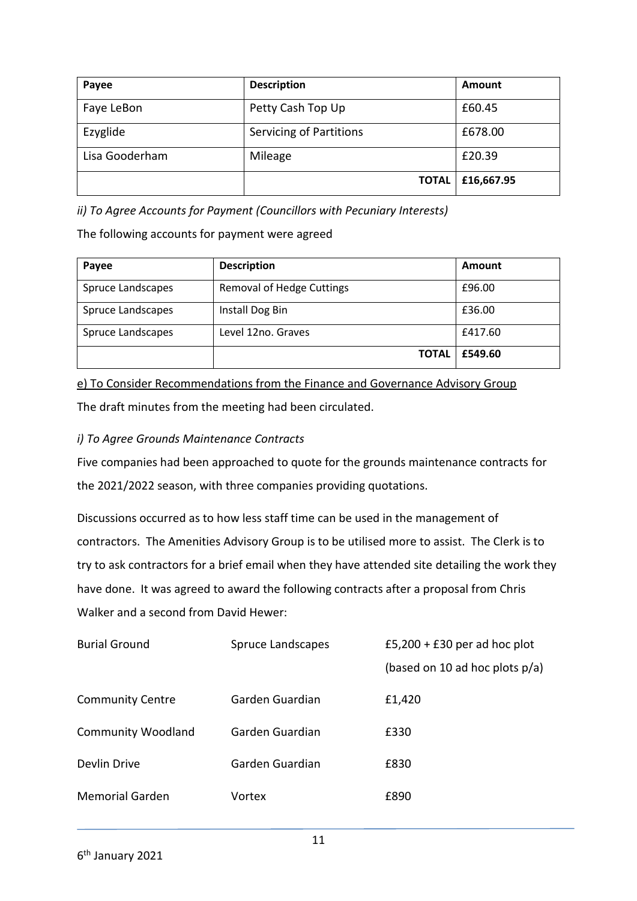| Payee | Description | Amount |
| --- | --- | --- |
| Faye LeBon | Petty Cash Top Up | £60.45 |
| Ezyglide | Servicing of Partitions | £678.00 |
| Lisa Gooderham | Mileage | £20.39 |
| | **TOTAL** | **£16,667.95** |

*ii) To Agree Accounts for Payment (Councillors with Pecuniary Interests)*

The following accounts for payment were agreed

| Payee | Description | Amount |
| --- | --- | --- |
| Spruce Landscapes | Removal of Hedge Cuttings | £96.00 |
| Spruce Landscapes | Install Dog Bin | £36.00 |
| Spruce Landscapes | Level 12no. Graves | £417.60 |
| | **TOTAL** | **£549.60** |

<u>e) To Consider Recommendations from the Finance and Governance Advisory Group</u>

The draft minutes from the meeting had been circulated.

*i) To Agree Grounds Maintenance Contracts*

Five companies had been approached to quote for the grounds maintenance contracts for the 2021/2022 season, with three companies providing quotations.

Discussions occurred as to how less staff time can be used in the management of contractors. The Amenities Advisory Group is to be utilised more to assist. The Clerk is to try to ask contractors for a brief email when they have attended site detailing the work they have done. It was agreed to award the following contracts after a proposal from Chris Walker and a second from David Hewer:

| | | |
| --- | --- | --- |
| Burial Ground | Spruce Landscapes | £5,200 + £30 per ad hoc plot (based on 10 ad hoc plots p/a) |
| Community Centre | Garden Guardian | £1,420 |
| Community Woodland | Garden Guardian | £330 |
| Devlin Drive | Garden Guardian | £830 |
| Memorial Garden | Vortex | £890 |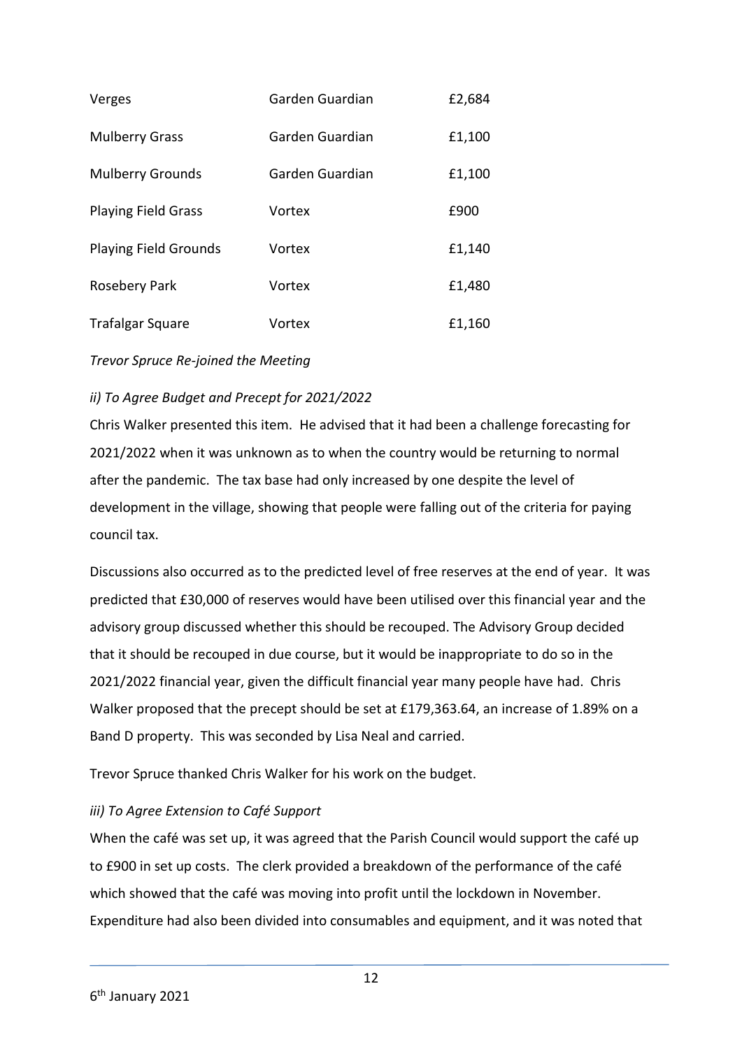| | | |
|---|---|---|
| Verges | Garden Guardian | £2,684 |
| Mulberry Grass | Garden Guardian | £1,100 |
| Mulberry Grounds | Garden Guardian | £1,100 |
| Playing Field Grass | Vortex | £900 |
| Playing Field Grounds | Vortex | £1,140 |
| Rosebery Park | Vortex | £1,480 |
| Trafalgar Square | Vortex | £1,160 |

*Trevor Spruce Re-joined the Meeting*

*ii) To Agree Budget and Precept for 2021/2022*

Chris Walker presented this item. He advised that it had been a challenge forecasting for 2021/2022 when it was unknown as to when the country would be returning to normal after the pandemic. The tax base had only increased by one despite the level of development in the village, showing that people were falling out of the criteria for paying council tax.

Discussions also occurred as to the predicted level of free reserves at the end of year. It was predicted that £30,000 of reserves would have been utilised over this financial year and the advisory group discussed whether this should be recouped. The Advisory Group decided that it should be recouped in due course, but it would be inappropriate to do so in the 2021/2022 financial year, given the difficult financial year many people have had. Chris Walker proposed that the precept should be set at £179,363.64, an increase of 1.89% on a Band D property. This was seconded by Lisa Neal and carried.

Trevor Spruce thanked Chris Walker for his work on the budget.

*iii) To Agree Extension to Café Support*

When the café was set up, it was agreed that the Parish Council would support the café up to £900 in set up costs. The clerk provided a breakdown of the performance of the café which showed that the café was moving into profit until the lockdown in November. Expenditure had also been divided into consumables and equipment, and it was noted that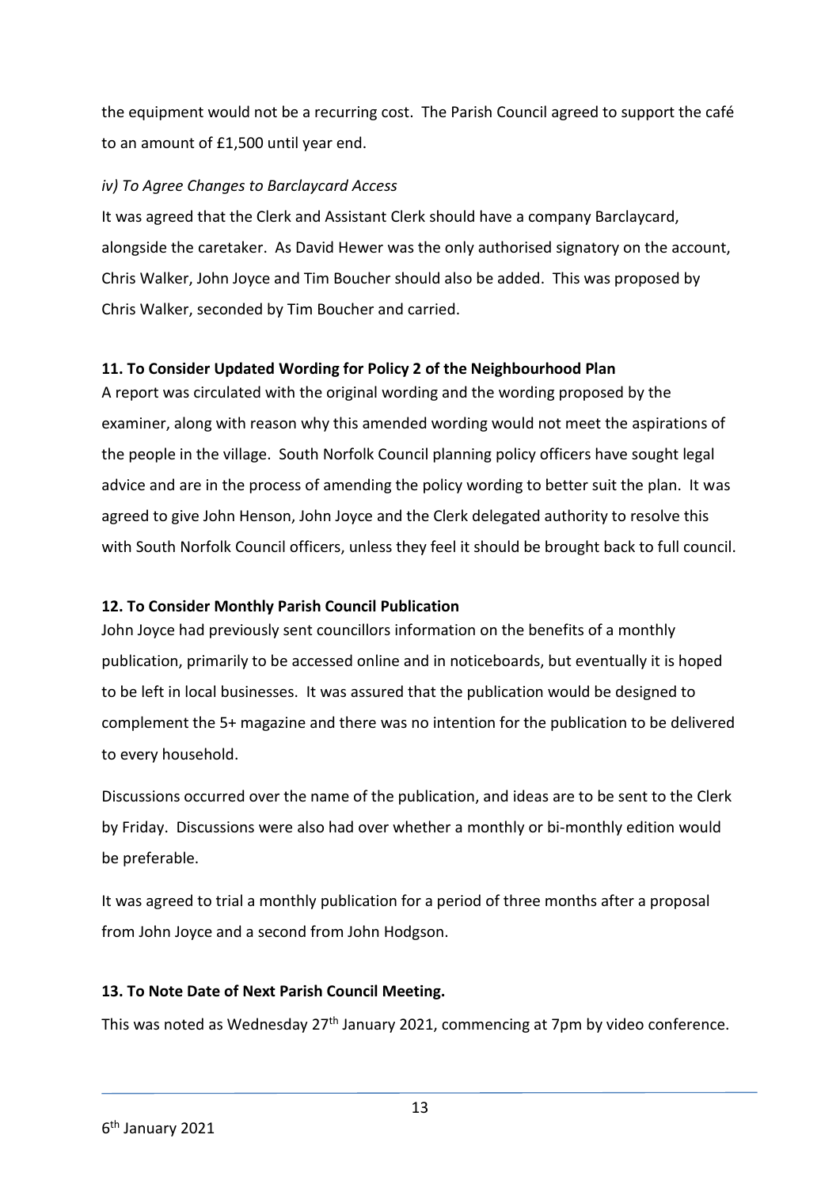the equipment would not be a recurring cost. The Parish Council agreed to support the café to an amount of £1,500 until year end.

*iv) To Agree Changes to Barclaycard Access*

It was agreed that the Clerk and Assistant Clerk should have a company Barclaycard, alongside the caretaker. As David Hewer was the only authorised signatory on the account, Chris Walker, John Joyce and Tim Boucher should also be added. This was proposed by Chris Walker, seconded by Tim Boucher and carried.

**11. To Consider Updated Wording for Policy 2 of the Neighbourhood Plan**

A report was circulated with the original wording and the wording proposed by the examiner, along with reason why this amended wording would not meet the aspirations of the people in the village. South Norfolk Council planning policy officers have sought legal advice and are in the process of amending the policy wording to better suit the plan. It was agreed to give John Henson, John Joyce and the Clerk delegated authority to resolve this with South Norfolk Council officers, unless they feel it should be brought back to full council.

**12. To Consider Monthly Parish Council Publication**

John Joyce had previously sent councillors information on the benefits of a monthly publication, primarily to be accessed online and in noticeboards, but eventually it is hoped to be left in local businesses. It was assured that the publication would be designed to complement the 5+ magazine and there was no intention for the publication to be delivered to every household.

Discussions occurred over the name of the publication, and ideas are to be sent to the Clerk by Friday. Discussions were also had over whether a monthly or bi-monthly edition would be preferable.

It was agreed to trial a monthly publication for a period of three months after a proposal from John Joyce and a second from John Hodgson.

**13. To Note Date of Next Parish Council Meeting.**

This was noted as Wednesday 27th January 2021, commencing at 7pm by video conference.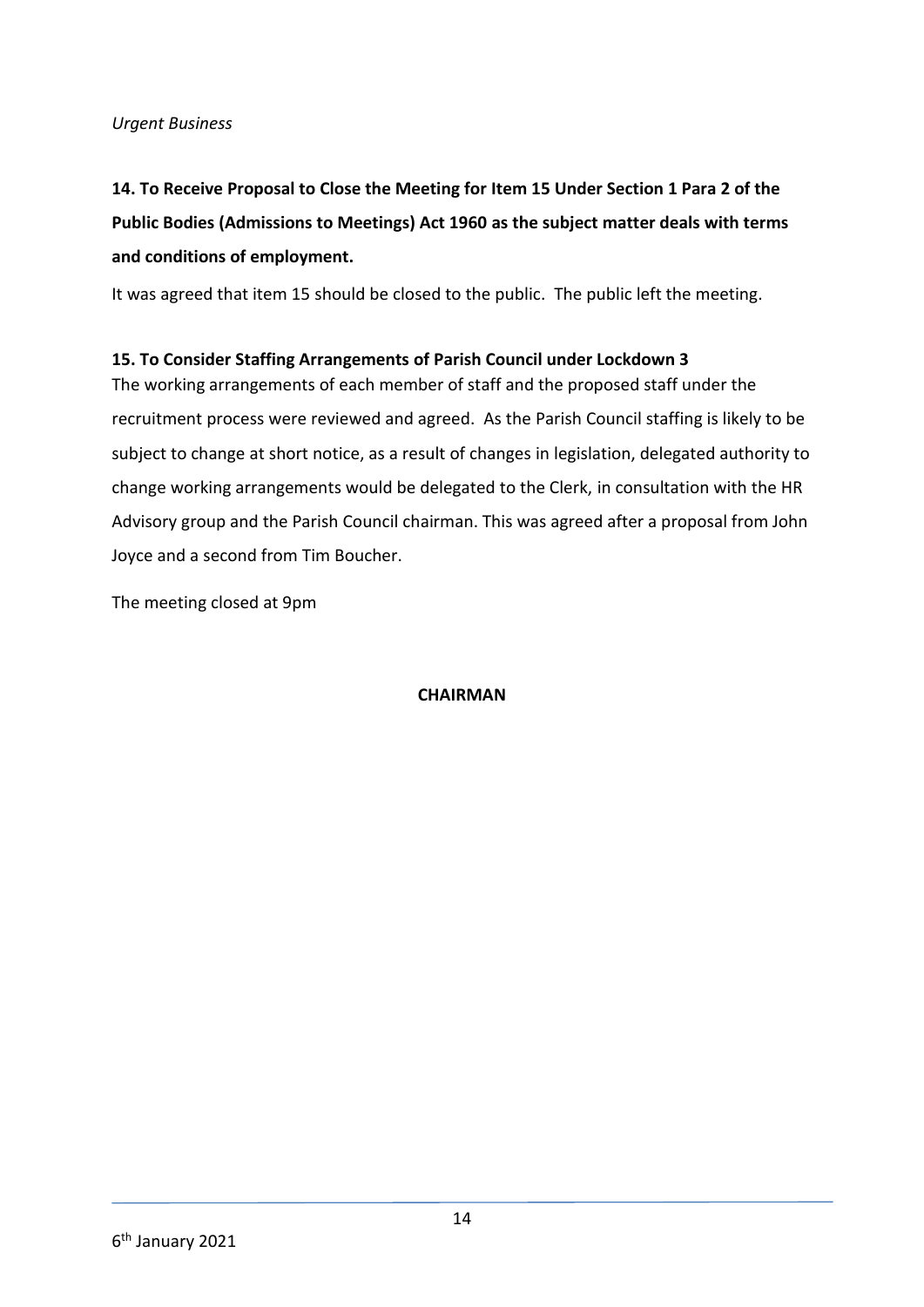*Urgent Business*

**14. To Receive Proposal to Close the Meeting for Item 15 Under Section 1 Para 2 of the Public Bodies (Admissions to Meetings) Act 1960 as the subject matter deals with terms and conditions of employment.**

It was agreed that item 15 should be closed to the public. The public left the meeting.

**15. To Consider Staffing Arrangements of Parish Council under Lockdown 3**

The working arrangements of each member of staff and the proposed staff under the recruitment process were reviewed and agreed. As the Parish Council staffing is likely to be subject to change at short notice, as a result of changes in legislation, delegated authority to change working arrangements would be delegated to the Clerk, in consultation with the HR Advisory group and the Parish Council chairman. This was agreed after a proposal from John Joyce and a second from Tim Boucher.

The meeting closed at 9pm

**CHAIRMAN**